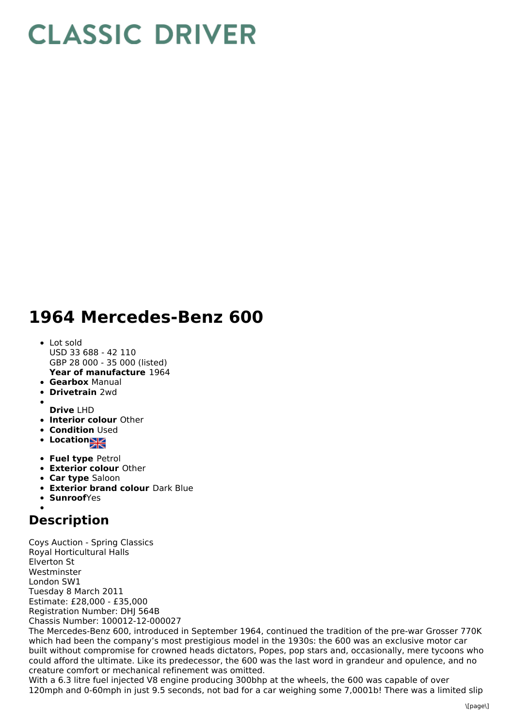// CLASSIC DRIVER

# 1964 Mercedes-Benz 600

- Lot sold
  USD 33 688 - 42 110
  GBP 28 000 - 35 000 (listed)
  **Year of manufacture** 1964
- **Gearbox** Manual
- **Drivetrain** 2wd
- **Drive** LHD
- **Interior colour** Other
- **Condition** Used
- **Location**
- **Fuel type** Petrol
- **Exterior colour** Other
- **Car type** Saloon
- **Exterior brand colour** Dark Blue
- **Sunroof** Yes

## Description

Coys Auction - Spring Classics
Royal Horticultural Halls
Elverton St
Westminster
London SW1
Tuesday 8 March 2011
Estimate: £28,000 - £35,000
Registration Number: DHJ 564B
Chassis Number: 100012-12-000027
The Mercedes-Benz 600, introduced in September 1964, continued the tradition of the pre-war Grosser 770K which had been the company's most prestigious model in the 1930s: the 600 was an exclusive motor car built without compromise for crowned heads dictators, Popes, pop stars and, occasionally, mere tycoons who could afford the ultimate. Like its predecessor, the 600 was the last word in grandeur and opulence, and no creature comfort or mechanical refinement was omitted.
With a 6.3 litre fuel injected V8 engine producing 300bhp at the wheels, the 600 was capable of over 120mph and 0-60mph in just 9.5 seconds, not bad for a car weighing some 7,0001b! There was a limited slip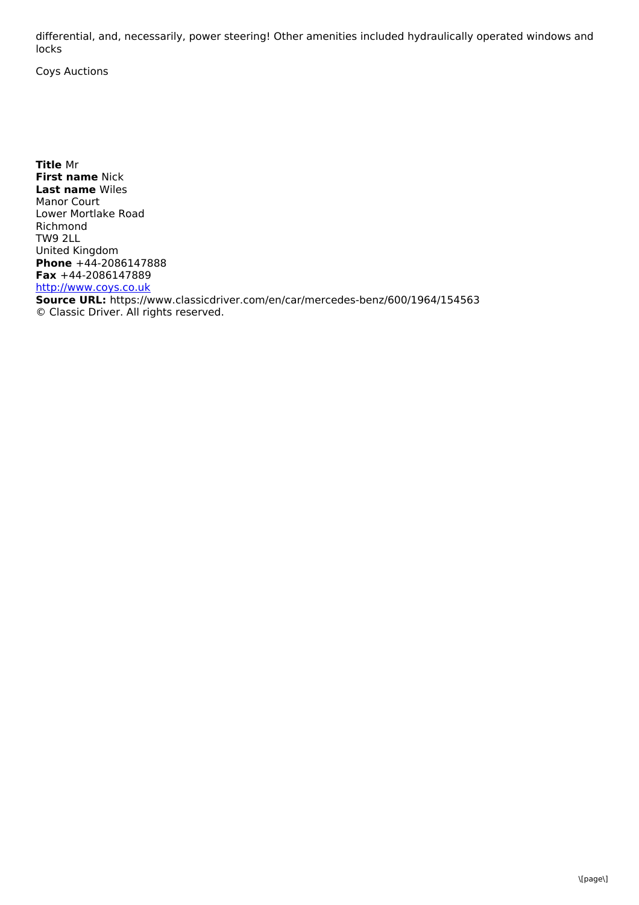differential, and, necessarily, power steering! Other amenities included hydraulically operated windows and locks

Coys Auctions

**Title** Mr
**First name** Nick
**Last name** Wiles
Manor Court
Lower Mortlake Road
Richmond
TW9 2LL
United Kingdom
**Phone** +44-2086147888
**Fax** +44-2086147889
[http://www.coys.co.uk](http://www.coys.co.uk)
**Source URL:** https://www.classicdriver.com/en/car/mercedes-benz/600/1964/154563
© Classic Driver. All rights reserved.